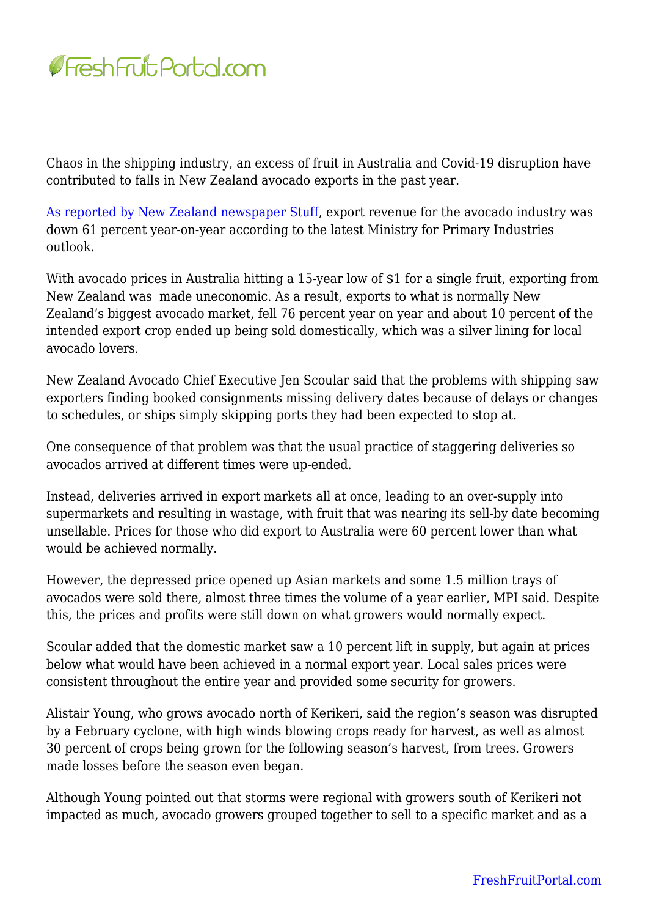Chaos in the shipping industry, an excess of fruit in Australia and Covid-19 disruption have contributed to falls in New Zealand avocado exports in the past year.

[As reported by New Zealand newspaper Stuff](), export revenue for the avocado industry was down 61 percent year-on-year according to the latest Ministry for Primary Industries outlook.

With avocado prices in Australia hitting a 15-year low of $1 for a single fruit, exporting from New Zealand was made uneconomic. As a result, exports to what is normally New Zealand's biggest avocado market, fell 76 percent year on year and about 10 percent of the intended export crop ended up being sold domestically, which was a silver lining for local avocado lovers.

New Zealand Avocado Chief Executive Jen Scoular said that the problems with shipping saw exporters finding booked consignments missing delivery dates because of delays or changes to schedules, or ships simply skipping ports they had been expected to stop at.

One consequence of that problem was that the usual practice of staggering deliveries so avocados arrived at different times were up-ended.

Instead, deliveries arrived in export markets all at once, leading to an over-supply into supermarkets and resulting in wastage, with fruit that was nearing its sell-by date becoming unsellable. Prices for those who did export to Australia were 60 percent lower than what would be achieved normally.

However, the depressed price opened up Asian markets and some 1.5 million trays of avocados were sold there, almost three times the volume of a year earlier, MPI said. Despite this, the prices and profits were still down on what growers would normally expect.

Scoular added that the domestic market saw a 10 percent lift in supply, but again at prices below what would have been achieved in a normal export year. Local sales prices were consistent throughout the entire year and provided some security for growers.

Alistair Young, who grows avocado north of Kerikeri, said the region's season was disrupted by a February cyclone, with high winds blowing crops ready for harvest, as well as almost 30 percent of crops being grown for the following season's harvest, from trees. Growers made losses before the season even began.

Although Young pointed out that storms were regional with growers south of Kerikeri not impacted as much, avocado growers grouped together to sell to a specific market and as a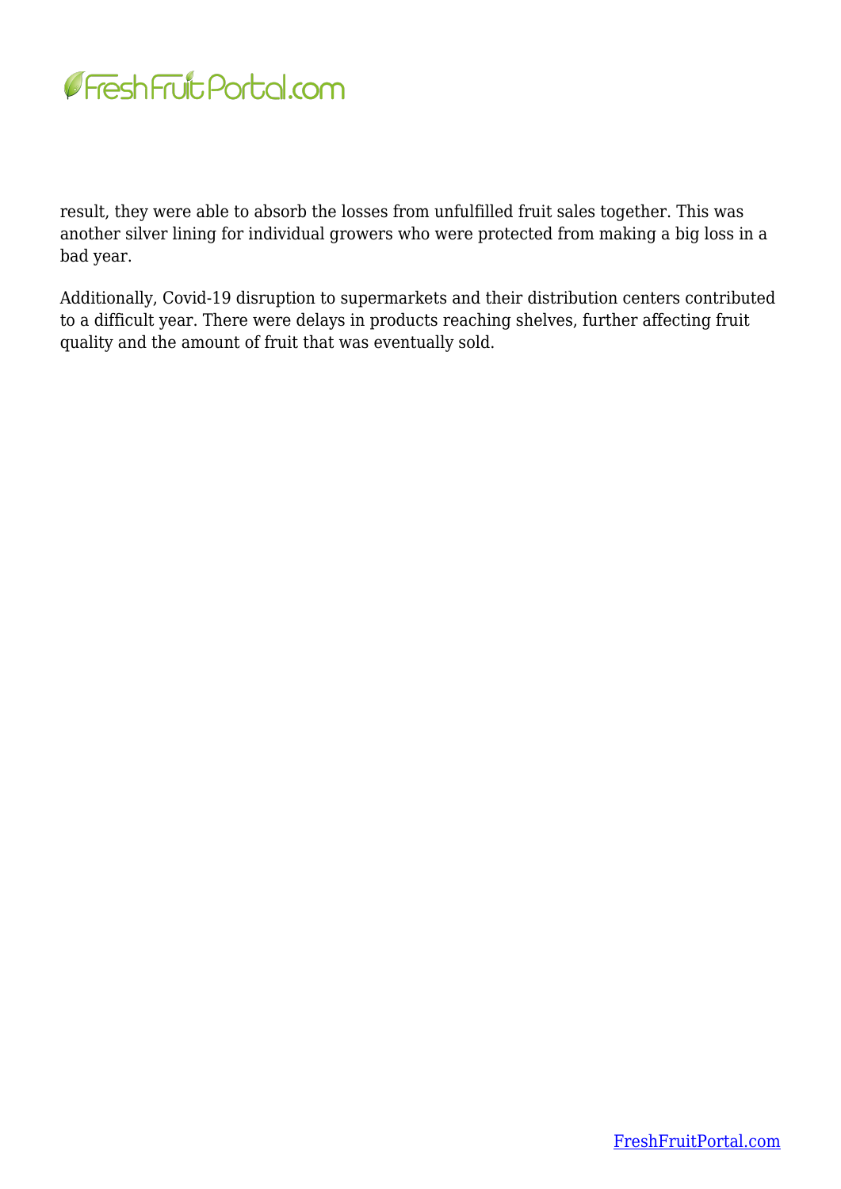result, they were able to absorb the losses from unfulfilled fruit sales together. This was another silver lining for individual growers who were protected from making a big loss in a bad year.

Additionally, Covid-19 disruption to supermarkets and their distribution centers contributed to a difficult year. There were delays in products reaching shelves, further affecting fruit quality and the amount of fruit that was eventually sold.